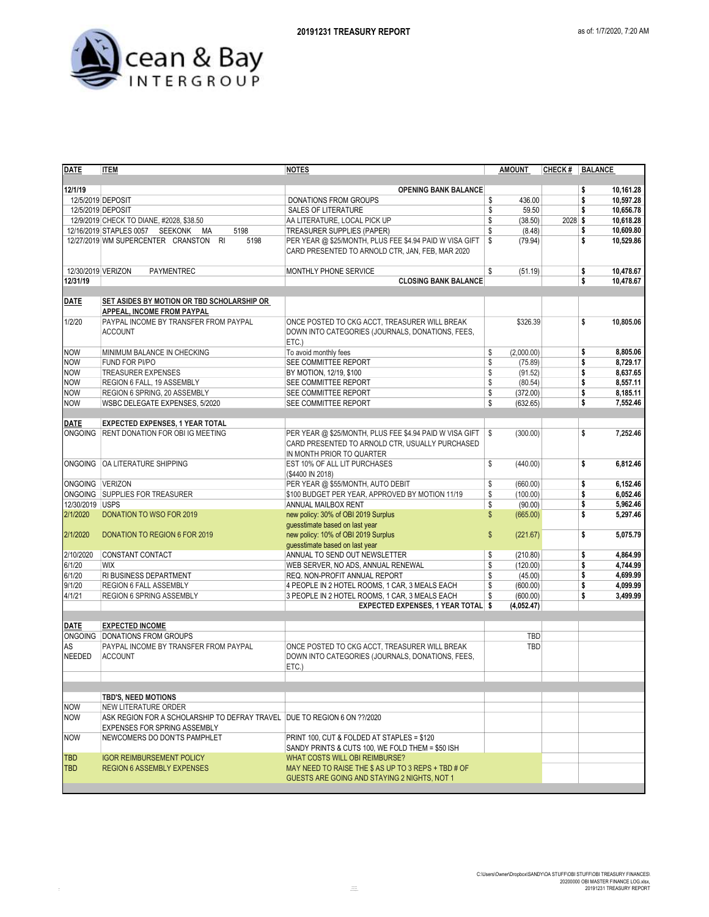Ocean & Bay INTERGROUP

**20191231 TREASURY REPORT**

as of: 1/7/2020, 7:20 AM

| DATE | ITEM | NOTES | AMOUNT | CHECK # | BALANCE |
|---|---|---|---|---|---|
| 12/1/19 | | **OPENING BANK BALANCE** | | | $ 10,161.28 |
| 12/5/2019 | DEPOSIT | DONATIONS FROM GROUPS | $ 436.00 | | $ 10,597.28 |
| 12/5/2019 | DEPOSIT | SALES OF LITERATURE | $ 59.50 | | $ 10,656.78 |
| 12/9/2019 | CHECK TO DIANE, #2028, $38.50 | AA LITERATURE, LOCAL PICK UP | $ (38.50) | 2028 | $ 10,618.28 |
| 12/16/2019 | STAPLES 0057 SEEKONK MA 5198 | TREASURER SUPPLIES (PAPER) | $ (8.48) | | $ 10,609.80 |
| 12/27/2019 | WM SUPERCENTER CRANSTON RI 5198 | PER YEAR @ $25/MONTH, PLUS FEE $4.94 PAID W VISA GIFT CARD PRESENTED TO ARNOLD CTR, JAN, FEB, MAR 2020 | $ (79.94) | | $ 10,529.86 |
| 12/30/2019 | VERIZON PAYMENTREC | MONTHLY PHONE SERVICE | $ (51.19) | | $ 10,478.67 |
| 12/31/19 | | **CLOSING BANK BALANCE** | | | $ 10,478.67 |
| | | | | | |
| **DATE** | **SET ASIDES BY MOTION OR TBD SCHOLARSHIP OR APPEAL, INCOME FROM PAYPAL** | | | | |
| 1/2/20 | PAYPAL INCOME BY TRANSFER FROM PAYPAL ACCOUNT | ONCE POSTED TO CKG ACCT, TREASURER WILL BREAK DOWN INTO CATEGORIES (JOURNALS, DONATIONS, FEES, ETC.) | $326.39 | | $ 10,805.06 |
| NOW | MINIMUM BALANCE IN CHECKING | To avoid monthly fees | $ (2,000.00) | | $ 8,805.06 |
| NOW | FUND FOR PI/PO | SEE COMMITTEE REPORT | $ (75.89) | | $ 8,729.17 |
| NOW | TREASURER EXPENSES | BY MOTION, 12/19, $100 | $ (91.52) | | $ 8,637.65 |
| NOW | REGION 6 FALL, 19 ASSEMBLY | SEE COMMITTEE REPORT | $ (80.54) | | $ 8,557.11 |
| NOW | REGION 6 SPRING, 20 ASSEMBLY | SEE COMMITTEE REPORT | $ (372.00) | | $ 8,185.11 |
| NOW | WSBC DELEGATE EXPENSES, 5/2020 | SEE COMMITTEE REPORT | $ (632.65) | | $ 7,552.46 |
| | | | | | |
| **DATE** | **EXPECTED EXPENSES, 1 YEAR TOTAL** | | | | |
| ONGOING | RENT DONATION FOR OBI IG MEETING | PER YEAR @ $25/MONTH, PLUS FEE $4.94 PAID W VISA GIFT CARD PRESENTED TO ARNOLD CTR, USUALLY PURCHASED IN MONTH PRIOR TO QUARTER | $ (300.00) | | $ 7,252.46 |
| ONGOING | OA LITERATURE SHIPPING | EST 10% OF ALL LIT PURCHASES ($4400 IN 2018) | $ (440.00) | | $ 6,812.46 |
| ONGOING | VERIZON | PER YEAR @ $55/MONTH, AUTO DEBIT | $ (660.00) | | $ 6,152.46 |
| ONGOING | SUPPLIES FOR TREASURER | $100 BUDGET PER YEAR, APPROVED BY MOTION 11/19 | $ (100.00) | | $ 6,052.46 |
| 12/30/2019 | USPS | ANNUAL MAILBOX RENT | $ (90.00) | | $ 5,962.46 |
| 2/1/2020 | DONATION TO WSO FOR 2019 | new policy: 30% of OBI 2019 Surplus guesstimate based on last year | $ (665.00) | | $ 5,297.46 |
| 2/1/2020 | DONATION TO REGION 6 FOR 2019 | new policy: 10% of OBI 2019 Surplus guesstimate based on last year | $ (221.67) | | $ 5,075.79 |
| 2/10/2020 | CONSTANT CONTACT | ANNUAL TO SEND OUT NEWSLETTER | $ (210.80) | | $ 4,864.99 |
| 6/1/20 | WIX | WEB SERVER, NO ADS, ANNUAL RENEWAL | $ (120.00) | | $ 4,744.99 |
| 6/1/20 | RI BUSINESS DEPARTMENT | REQ. NON-PROFIT ANNUAL REPORT | $ (45.00) | | $ 4,699.99 |
| 9/1/20 | REGION 6 FALL ASSEMBLY | 4 PEOPLE IN 2 HOTEL ROOMS, 1 CAR, 3 MEALS EACH | $ (600.00) | | $ 4,099.99 |
| 4/1/21 | REGION 6 SPRING ASSEMBLY | 3 PEOPLE IN 2 HOTEL ROOMS, 1 CAR, 3 MEALS EACH | $ (600.00) | | $ 3,499.99 |
| | | **EXPECTED EXPENSES, 1 YEAR TOTAL** | **$ (4,052.47)** | | |
| | | | | | |
| **DATE** | **EXPECTED INCOME** | | | | |
| ONGOING | DONATIONS FROM GROUPS | | TBD | | |
| AS NEEDED | PAYPAL INCOME BY TRANSFER FROM PAYPAL ACCOUNT | ONCE POSTED TO CKG ACCT, TREASURER WILL BREAK DOWN INTO CATEGORIES (JOURNALS, DONATIONS, FEES, ETC.) | TBD | | |
| | | | | | |
| | **TBD'S, NEED MOTIONS** | | | | |
| NOW | NEW LITERATURE ORDER | | | | |
| NOW | ASK REGION FOR A SCHOLARSHIP TO DEFRAY TRAVEL EXPENSES FOR SPRING ASSEMBLY | DUE TO REGION 6 ON ??/2020 | | | |
| NOW | NEWCOMERS DO DON'TS PAMPHLET | PRINT 100, CUT & FOLDED AT STAPLES = $120 SANDY PRINTS & CUTS 100, WE FOLD THEM = $50 ISH | | | |
| TBD | IGOR REIMBURSEMENT POLICY | WHAT COSTS WILL OBI REIMBURSE? | | | |
| TBD | REGION 6 ASSEMBLY EXPENSES | MAY NEED TO RAISE THE $ AS UP TO 3 REPS + TBD # OF GUESTS ARE GOING AND STAYING 2 NIGHTS, NOT 1 | | | |

C:\Users\Owner\Dropbox\SANDY\OA STUFF\OBI STUFF\OBI TREASURY FINANCES\ 20200000 OBI MASTER FINANCE LOG xlsx, 20191231 TREASURY REPORT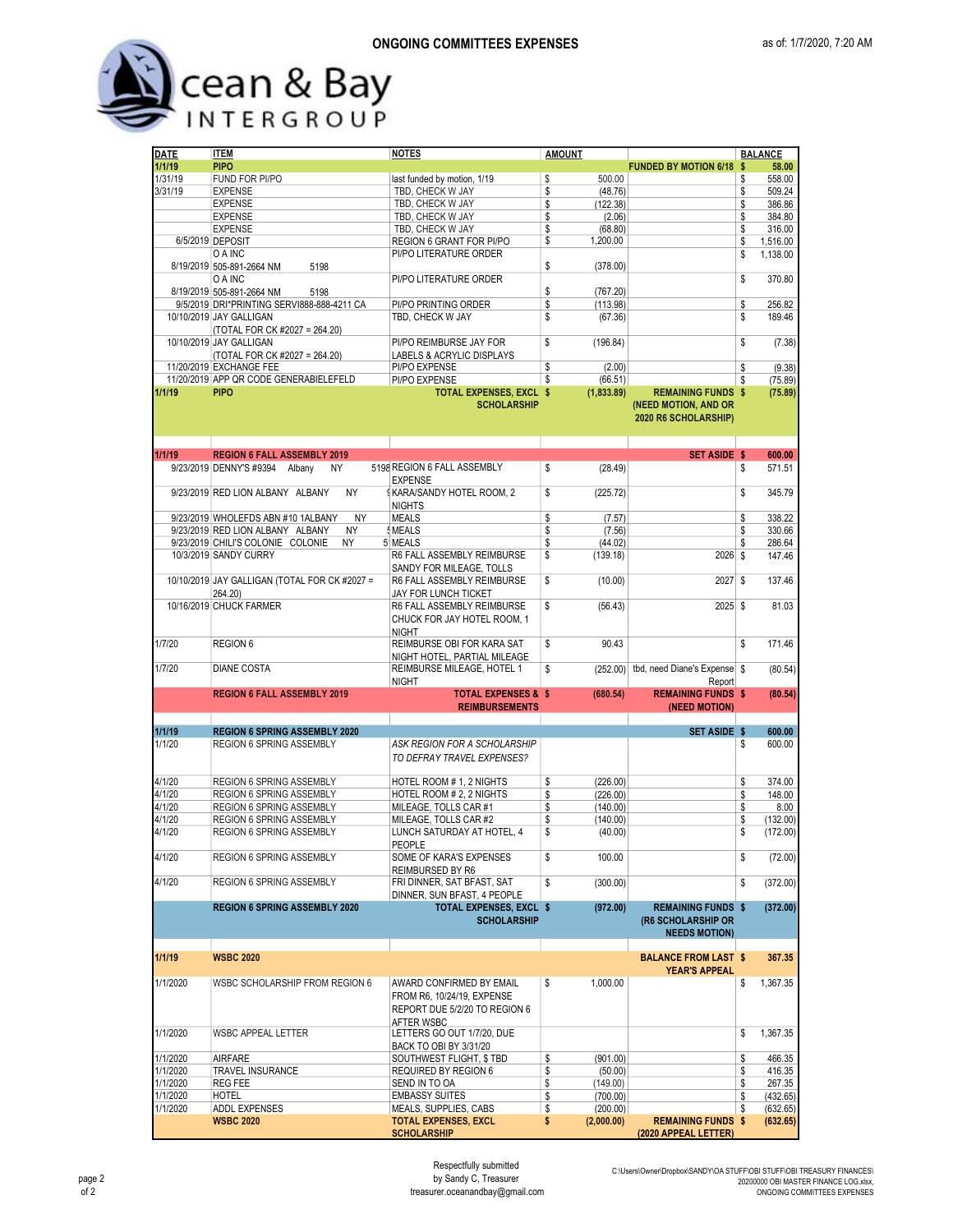# ONGOING COMMITTEES EXPENSES

as of: 1/7/2020, 7:20 AM

Ocean & Bay INTERGROUP

| DATE | ITEM | NOTES | AMOUNT | | BALANCE |
|---|---|---|---|---|---|
| **1/1/19** | **PIPO** | | | **FUNDED BY MOTION 6/18** | **$ 58.00** |
| 1/31/19 | FUND FOR PI/PO | last funded by motion, 1/19 | $ 500.00 | | $ 558.00 |
| 3/31/19 | EXPENSE | TBD, CHECK W JAY | $ (48.76) | | $ 509.24 |
| | EXPENSE | TBD, CHECK W JAY | $ (122.38) | | $ 386.86 |
| | EXPENSE | TBD, CHECK W JAY | $ (2.06) | | $ 384.80 |
| | EXPENSE | TBD, CHECK W JAY | $ (68.80) | | $ 316.00 |
| 6/5/2019 | DEPOSIT | REGION 6 GRANT FOR PI/PO | $ 1,200.00 | | $ 1,516.00 |
| 8/19/2019 | O A INC 505-891-2664 NM 5198 | PI/PO LITERATURE ORDER | $ (378.00) | | $ 1,138.00 |
| 8/19/2019 | O A INC 505-891-2664 NM 5198 | PI/PO LITERATURE ORDER | $ (767.20) | | $ 370.80 |
| 9/5/2019 | DRI*PRINTING SERVI888-888-4211 CA | PI/PO PRINTING ORDER | $ (113.98) | | $ 256.82 |
| 10/10/2019 | JAY GALLIGAN (TOTAL FOR CK #2027 = 264.20) | TBD, CHECK W JAY | $ (67.36) | | $ 189.46 |
| 10/10/2019 | JAY GALLIGAN (TOTAL FOR CK #2027 = 264.20) | PI/PO REIMBURSE JAY FOR LABELS & ACRYLIC DISPLAYS | $ (196.84) | | $ (7.38) |
| 11/20/2019 | EXCHANGE FEE | PI/PO EXPENSE | $ (2.00) | | $ (9.38) |
| 11/20/2019 | APP QR CODE GENERABIELEFELD | PI/PO EXPENSE | $ (66.51) | | $ (75.89) |
| **1/1/19** | **PIPO** | **TOTAL EXPENSES, EXCL SCHOLARSHIP** | **$ (1,833.89)** | **REMAINING FUNDS (NEED MOTION, AND OR 2020 R6 SCHOLARSHIP)** | **$ (75.89)** |
| | | | | | |
| **1/1/19** | **REGION 6 FALL ASSEMBLY 2019** | | | **SET ASIDE** | **$ 600.00** |
| 9/23/2019 | DENNY'S #9394 Albany NY 5198 | REGION 6 FALL ASSEMBLY EXPENSE | $ (28.49) | | $ 571.51 |
| 9/23/2019 | RED LION ALBANY ALBANY NY | KARA/SANDY HOTEL ROOM, 2 NIGHTS | $ (225.72) | | $ 345.79 |
| 9/23/2019 | WHOLEFDS ABN #10 1ALBANY NY | MEALS | $ (7.57) | | $ 338.22 |
| 9/23/2019 | RED LION ALBANY ALBANY NY | MEALS | $ (7.56) | | $ 330.66 |
| 9/23/2019 | CHILI'S COLONIE COLONIE NY 5 | MEALS | $ (44.02) | | $ 286.64 |
| 10/3/2019 | SANDY CURRY | R6 FALL ASSEMBLY REIMBURSE SANDY FOR MILEAGE, TOLLS | $ (139.18) | 2026 | $ 147.46 |
| 10/10/2019 | JAY GALLIGAN (TOTAL FOR CK #2027 = 264.20) | R6 FALL ASSEMBLY REIMBURSE JAY FOR LUNCH TICKET | $ (10.00) | 2027 | $ 137.46 |
| 10/16/2019 | CHUCK FARMER | R6 FALL ASSEMBLY REIMBURSE CHUCK FOR JAY HOTEL ROOM, 1 NIGHT | $ (56.43) | 2025 | $ 81.03 |
| 1/7/20 | REGION 6 | REIMBURSE OBI FOR KARA SAT NIGHT HOTEL, PARTIAL MILEAGE | $ 90.43 | | $ 171.46 |
| 1/7/20 | DIANE COSTA | REIMBURSE MILEAGE, HOTEL 1 NIGHT | $ (252.00) | tbd, need Diane's Expense Report | $ (80.54) |
| | **REGION 6 FALL ASSEMBLY 2019** | **TOTAL EXPENSES & REIMBURSEMENTS** | **$ (680.54)** | **REMAINING FUNDS (NEED MOTION)** | **$ (80.54)** |
| | | | | | |
| **1/1/19** | **REGION 6 SPRING ASSEMBLY 2020** | | | **SET ASIDE** | **$ 600.00** |
| 1/1/20 | REGION 6 SPRING ASSEMBLY | *ASK REGION FOR A SCHOLARSHIP TO DEFRAY TRAVEL EXPENSES?* | | | $ 600.00 |
| 4/1/20 | REGION 6 SPRING ASSEMBLY | HOTEL ROOM # 1, 2 NIGHTS | $ (226.00) | | $ 374.00 |
| 4/1/20 | REGION 6 SPRING ASSEMBLY | HOTEL ROOM # 2, 2 NIGHTS | $ (226.00) | | $ 148.00 |
| 4/1/20 | REGION 6 SPRING ASSEMBLY | MILEAGE, TOLLS CAR #1 | $ (140.00) | | $ 8.00 |
| 4/1/20 | REGION 6 SPRING ASSEMBLY | MILEAGE, TOLLS CAR #2 | $ (140.00) | | $ (132.00) |
| 4/1/20 | REGION 6 SPRING ASSEMBLY | LUNCH SATURDAY AT HOTEL, 4 PEOPLE | $ (40.00) | | $ (172.00) |
| 4/1/20 | REGION 6 SPRING ASSEMBLY | SOME OF KARA'S EXPENSES REIMBURSED BY R6 | $ 100.00 | | $ (72.00) |
| 4/1/20 | REGION 6 SPRING ASSEMBLY | FRI DINNER, SAT BFAST, SAT DINNER, SUN BFAST, 4 PEOPLE | $ (300.00) | | $ (372.00) |
| | **REGION 6 SPRING ASSEMBLY 2020** | **TOTAL EXPENSES, EXCL SCHOLARSHIP** | **$ (972.00)** | **REMAINING FUNDS (R6 SCHOLARSHIP OR NEEDS MOTION)** | **$ (372.00)** |
| | | | | | |
| **1/1/19** | **WSBC 2020** | | | **BALANCE FROM LAST YEAR'S APPEAL** | **$ 367.35** |
| 1/1/2020 | WSBC SCHOLARSHIP FROM REGION 6 | AWARD CONFIRMED BY EMAIL FROM R6, 10/24/19, EXPENSE REPORT DUE 5/2/20 TO REGION 6 AFTER WSBC | $ 1,000.00 | | $ 1,367.35 |
| 1/1/2020 | WSBC APPEAL LETTER | LETTERS GO OUT 1/7/20, DUE BACK TO OBI BY 3/31/20 | | | $ 1,367.35 |
| 1/1/2020 | AIRFARE | SOUTHWEST FLIGHT, $ TBD | $ (901.00) | | $ 466.35 |
| 1/1/2020 | TRAVEL INSURANCE | REQUIRED BY REGION 6 | $ (50.00) | | $ 416.35 |
| 1/1/2020 | REG FEE | SEND IN TO OA | $ (149.00) | | $ 267.35 |
| 1/1/2020 | HOTEL | EMBASSY SUITES | $ (700.00) | | $ (432.65) |
| 1/1/2020 | ADDL EXPENSES | MEALS, SUPPLIES, CABS | $ (200.00) | | $ (632.65) |
| | **WSBC 2020** | **TOTAL EXPENSES, EXCL SCHOLARSHIP** | **$ (2,000.00)** | **REMAINING FUNDS (2020 APPEAL LETTER)** | **$ (632.65)** |

Respectfully submitted
by Sandy C, Treasurer
treasurer.oceanandbay@gmail.com

C:\Users\Owner\Dropbox\SANDY\OA STUFF\OBI STUFF\OBI TREASURY FINANCES\20200000 OBI MASTER FINANCE LOG.xlsx, ONGOING COMMITTEES EXPENSES